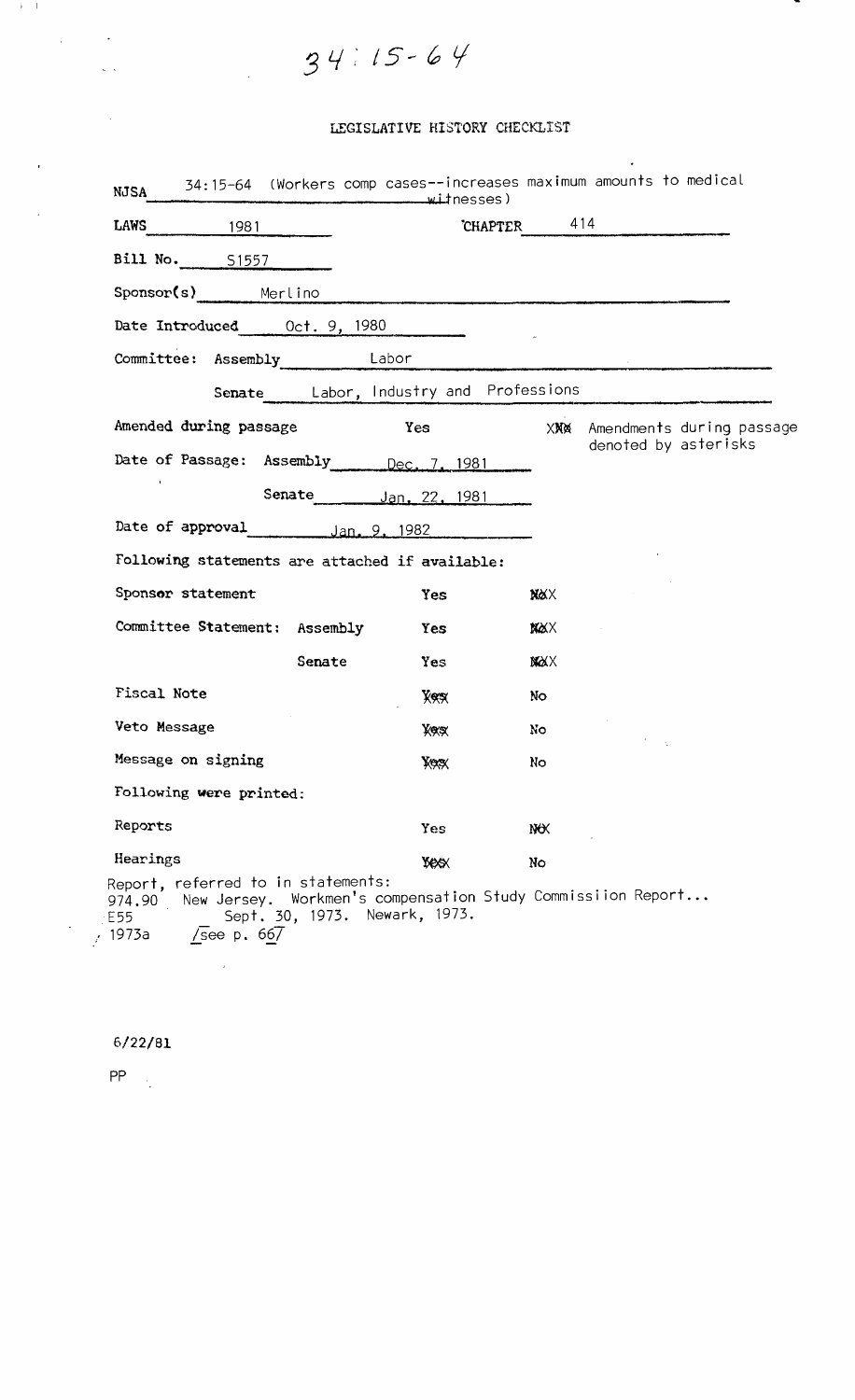34:15-64

# LEGISLATIVE HISTORY CHECKLIST

NJSA 34:15-64 (Workers comp cases--increases maximum amounts to medical witnesses)

LAWS 1981 CHAPTER 414

Bill No. S1557

Sponsor(s) Merlino

Date Introduced Oct. 9, 1980

Committee: Assembly Labor

Senate Labor, Industry and Professions

| | | | |
|---|---|---|---|
| Amended during passage | Yes | XNo | Amendments during passage denoted by asterisks |

Date of Passage: Assembly Dec. 7, 1981

Senate Jan. 22, 1981

Date of approval Jan. 9, 1982

Following statements are attached if available:

| | | |
|---|---|---|
| Sponsor statement | Yes | NoX |
| Committee Statement: Assembly | Yes | NoX |
| Senate | Yes | NoX |
| Fiscal Note | Yes | No |
| Veto Message | Yes | No |
| Message on signing | Yes | No |

Following were printed:

| | | |
|---|---|---|
| Reports | Yes | NoX |
| Hearings | Yes | No |

Report, referred to in statements:
974.90 New Jersey. Workmen's compensation Study Commissiion Report...
E55 Sept. 30, 1973. Newark, 1973.
1973a /see p. 66/

6/22/81

PP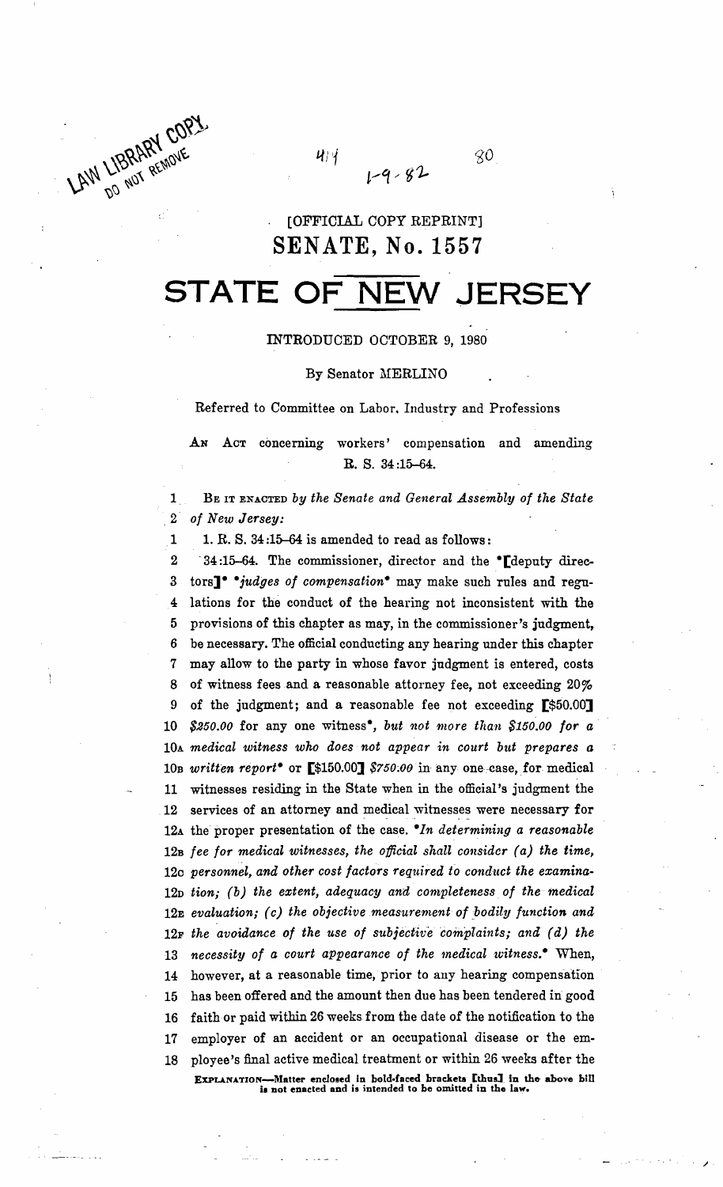LAW LIBRARY COPY
DO NOT REMOVE

414 1-9-82 80

[OFFICIAL COPY REPRINT]

# SENATE, No. 1557

# STATE OF NEW JERSEY

INTRODUCED OCTOBER 9, 1980

By Senator MERLINO

Referred to Committee on Labor, Industry and Professions

AN ACT concerning workers' compensation and amending R. S. 34:15-64.

1 BE IT ENACTED *by the Senate and General Assembly of the State*
2 *of New Jersey:*

1 1. R. S. 34:15-64 is amended to read as follows:
2 34:15-64. The commissioner, director and the *[deputy direc-
3 tors]* **judges of compensation** may make such rules and regu-
4 lations for the conduct of the hearing not inconsistent with the
5 provisions of this chapter as may, in the commissioner's judgment,
6 be necessary. The official conducting any hearing under this chapter
7 may allow to the party in whose favor judgment is entered, costs
8 of witness fees and a reasonable attorney fee, not exceeding 20%
9 of the judgment; and a reasonable fee not exceeding [$50.00]
10 *$250.00* for any one witness*, *but not more than $150.00 for a*
10A *medical witness who does not appear in court but prepares a*
10B *written report** or [$150.00] *$750.00* in any one case, for medical
11 witnesses residing in the State when in the official's judgment the
12 services of an attorney and medical witnesses were necessary for
12A the proper presentation of the case. **In determining a reasonable*
12B *fee for medical witnesses, the official shall consider (a) the time,*
12C *personnel, and other cost factors required to conduct the examina-*
12D *tion; (b) the extent, adequacy and completeness of the medical*
12E *evaluation; (c) the objective measurement of bodily function and*
12F *the avoidance of the use of subjective complaints; and (d) the*
13 *necessity of a court appearance of the medical witness.** When,
14 however, at a reasonable time, prior to any hearing compensation
15 has been offered and the amount then due has been tendered in good
16 faith or paid within 26 weeks from the date of the notification to the
17 employer of an accident or an occupational disease or the em-
18 ployee's final active medical treatment or within 26 weeks after the

EXPLANATION—Matter enclosed in bold-faced brackets [thus] in the above bill is not enacted and is intended to be omitted in the law.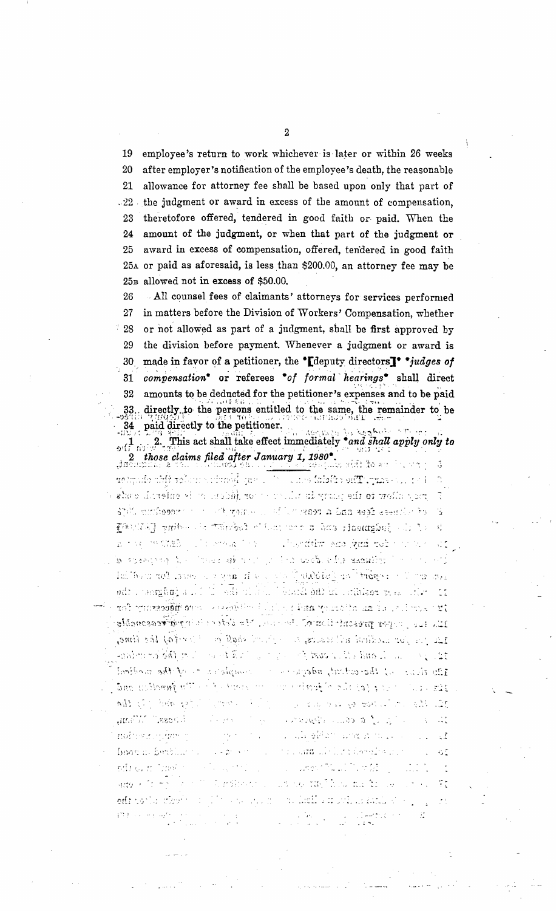19 employee's return to work whichever is later or within 26 weeks
20 after employer's notification of the employee's death, the reasonable
21 allowance for attorney fee shall be based upon only that part of
22 the judgment or award in excess of the amount of compensation,
23 theretofore offered, tendered in good faith or paid. When the
24 amount of the judgment, or when that part of the judgment or
25 award in excess of compensation, offered, tendered in good faith
25A or paid as aforesaid, is less than $200.00, an attorney fee may be
25B allowed not in excess of $50.00.

26 All counsel fees of claimants' attorneys for services performed
27 in matters before the Division of Workers' Compensation, whether
28 or not allowed as part of a judgment, shall be first approved by
29 the division before payment. Whenever a judgment or award is
30 made in favor of a petitioner, the *[deputy directors]* *judges of*
31 *compensation** or referees **of formal hearings** shall direct
32 amounts to be deducted for the petitioner's expenses and to be paid
33 directly to the persons entitled to the same, the remainder to be
34 paid directly to the petitioner.

1 2. This act shall take effect immediately **and shall apply only to*
2 *those claims filed after January 1, 1980**.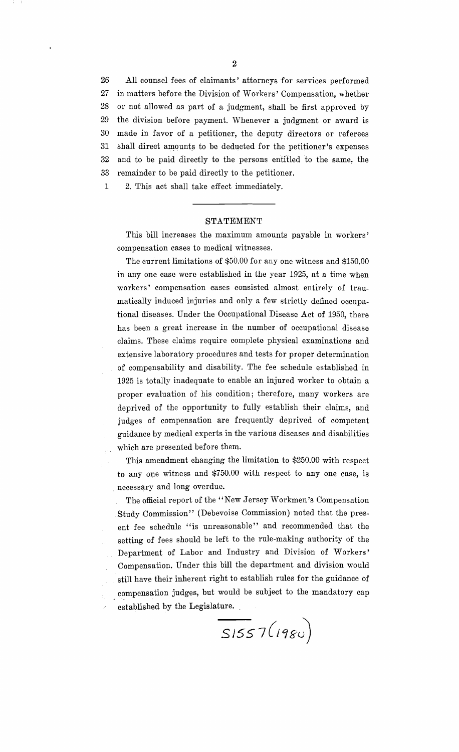26 All counsel fees of claimants' attorneys for services performed
27 in matters before the Division of Workers' Compensation, whether
28 or not allowed as part of a judgment, shall be first approved by
29 the division before payment. Whenever a judgment or award is
30 made in favor of a petitioner, the deputy directors or referees
31 shall direct amounts to be deducted for the petitioner's expenses
32 and to be paid directly to the persons entitled to the same, the
33 remainder to be paid directly to the petitioner.

1 2. This act shall take effect immediately.

---

## STATEMENT

This bill increases the maximum amounts payable in workers' compensation cases to medical witnesses.

The current limitations of $50.00 for any one witness and $150.00 in any one case were established in the year 1925, at a time when workers' compensation cases consisted almost entirely of traumatically induced injuries and only a few strictly defined occupational diseases. Under the Occupational Disease Act of 1950, there has been a great increase in the number of occupational disease claims. These claims require complete physical examinations and extensive laboratory procedures and tests for proper determination of compensability and disability. The fee schedule established in 1925 is totally inadequate to enable an injured worker to obtain a proper evaluation of his condition; therefore, many workers are deprived of the opportunity to fully establish their claims, and judges of compensation are frequently deprived of competent guidance by medical experts in the various diseases and disabilities which are presented before them.

This amendment changing the limitation to $250.00 with respect to any one witness and $750.00 with respect to any one case, is necessary and long overdue.

The official report of the "New Jersey Workmen's Compensation Study Commission" (Debevoise Commission) noted that the present fee schedule "is unreasonable" and recommended that the setting of fees should be left to the rule-making authority of the Department of Labor and Industry and Division of Workers' Compensation. Under this bill the department and division would still have their inherent right to establish rules for the guidance of compensation judges, but would be subject to the mandatory cap established by the Legislature.

S1557 (1980)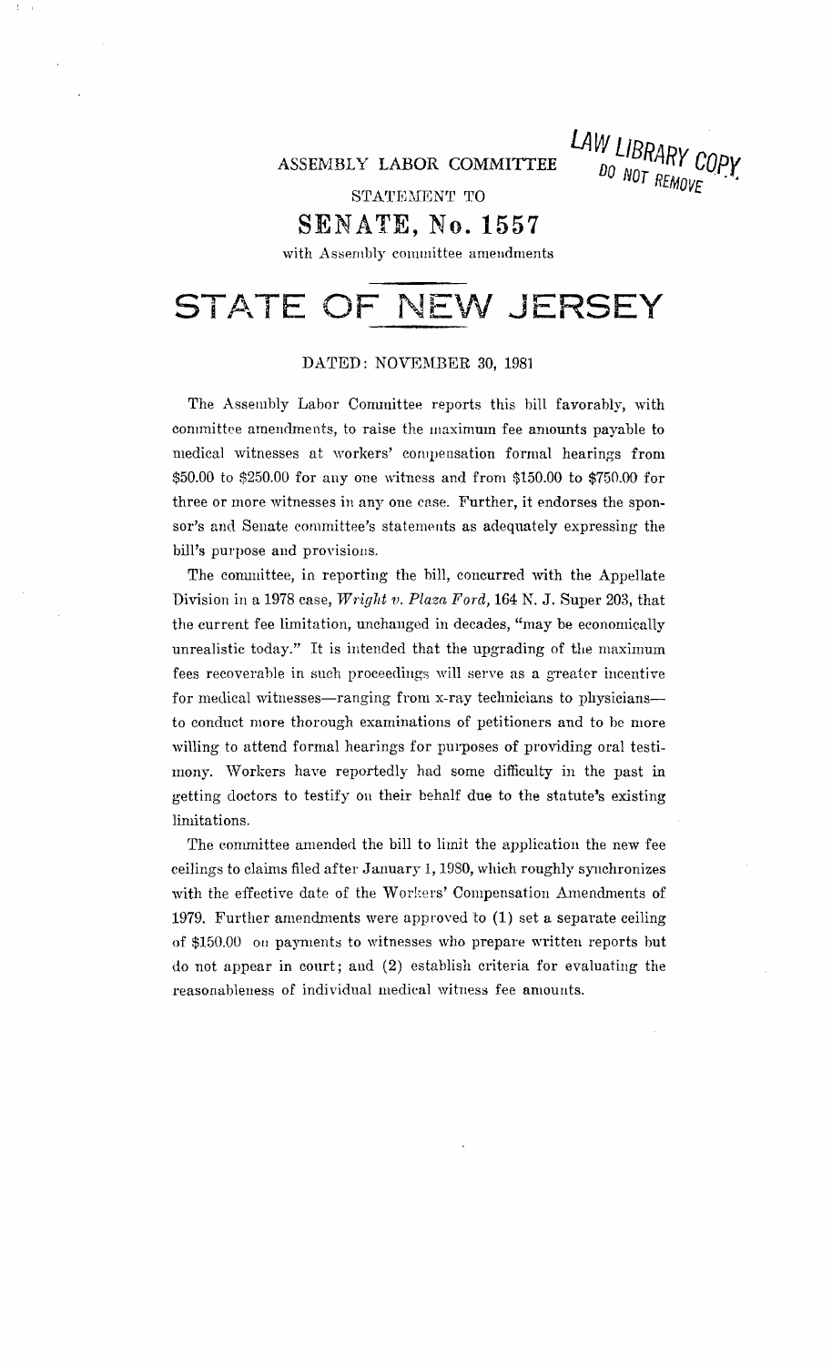LAW LIBRARY COPY
DO NOT REMOVE

ASSEMBLY LABOR COMMITTEE

STATEMENT TO

# SENATE, No. 1557

with Assembly committee amendments

# STATE OF NEW JERSEY

DATED: NOVEMBER 30, 1981

The Assembly Labor Committee reports this bill favorably, with committee amendments, to raise the maximum fee amounts payable to medical witnesses at workers' compensation formal hearings from $50.00 to $250.00 for any one witness and from $150.00 to $750.00 for three or more witnesses in any one case. Further, it endorses the sponsor's and Senate committee's statements as adequately expressing the bill's purpose and provisions.

The committee, in reporting the bill, concurred with the Appellate Division in a 1978 case, *Wright v. Plaza Ford,* 164 N. J. Super 203, that the current fee limitation, unchanged in decades, "may be economically unrealistic today." It is intended that the upgrading of the maximum fees recoverable in such proceedings will serve as a greater incentive for medical witnesses—ranging from x-ray technicians to physicians—to conduct more thorough examinations of petitioners and to be more willing to attend formal hearings for purposes of providing oral testimony. Workers have reportedly had some difficulty in the past in getting doctors to testify on their behalf due to the statute's existing limitations.

The committee amended the bill to limit the application the new fee ceilings to claims filed after January 1, 1980, which roughly synchronizes with the effective date of the Workers' Compensation Amendments of 1979. Further amendments were approved to (1) set a separate ceiling of $150.00 on payments to witnesses who prepare written reports but do not appear in court; and (2) establish criteria for evaluating the reasonableness of individual medical witness fee amounts.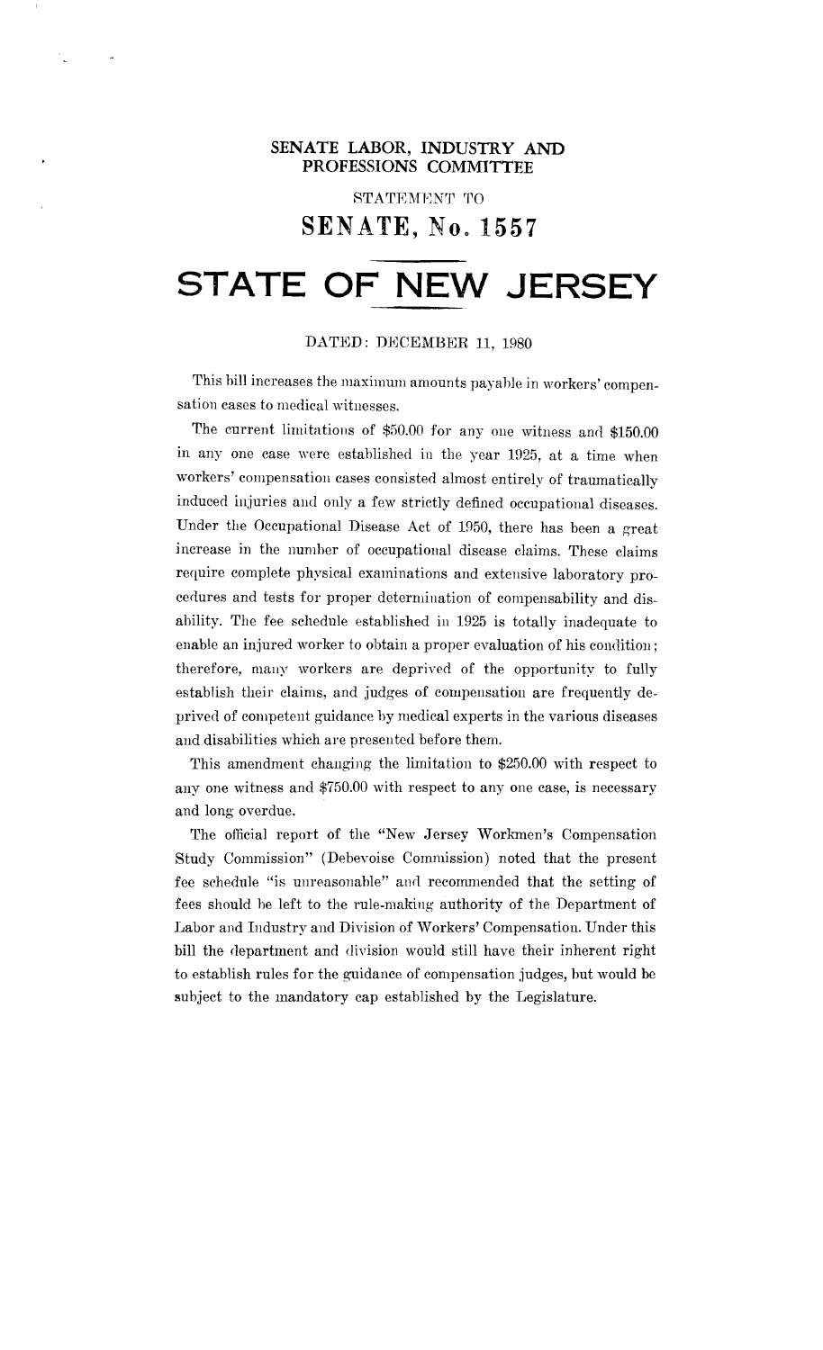# SENATE LABOR, INDUSTRY AND PROFESSIONS COMMITTEE

STATEMENT TO

## SENATE, No. 1557

# STATE OF NEW JERSEY

DATED: DECEMBER 11, 1980

This bill increases the maximum amounts payable in workers' compensation cases to medical witnesses.

The current limitations of $50.00 for any one witness and $150.00 in any one case were established in the year 1925, at a time when workers' compensation cases consisted almost entirely of traumatically induced injuries and only a few strictly defined occupational diseases. Under the Occupational Disease Act of 1950, there has been a great increase in the number of occupational disease claims. These claims require complete physical examinations and extensive laboratory procedures and tests for proper determination of compensability and disability. The fee schedule established in 1925 is totally inadequate to enable an injured worker to obtain a proper evaluation of his condition; therefore, many workers are deprived of the opportunity to fully establish their claims, and judges of compensation are frequently deprived of competent guidance by medical experts in the various diseases and disabilities which are presented before them.

This amendment changing the limitation to $250.00 with respect to any one witness and $750.00 with respect to any one case, is necessary and long overdue.

The official report of the "New Jersey Workmen's Compensation Study Commission" (Debevoise Commission) noted that the present fee schedule "is unreasonable" and recommended that the setting of fees should be left to the rule-making authority of the Department of Labor and Industry and Division of Workers' Compensation. Under this bill the department and division would still have their inherent right to establish rules for the guidance of compensation judges, but would be subject to the mandatory cap established by the Legislature.